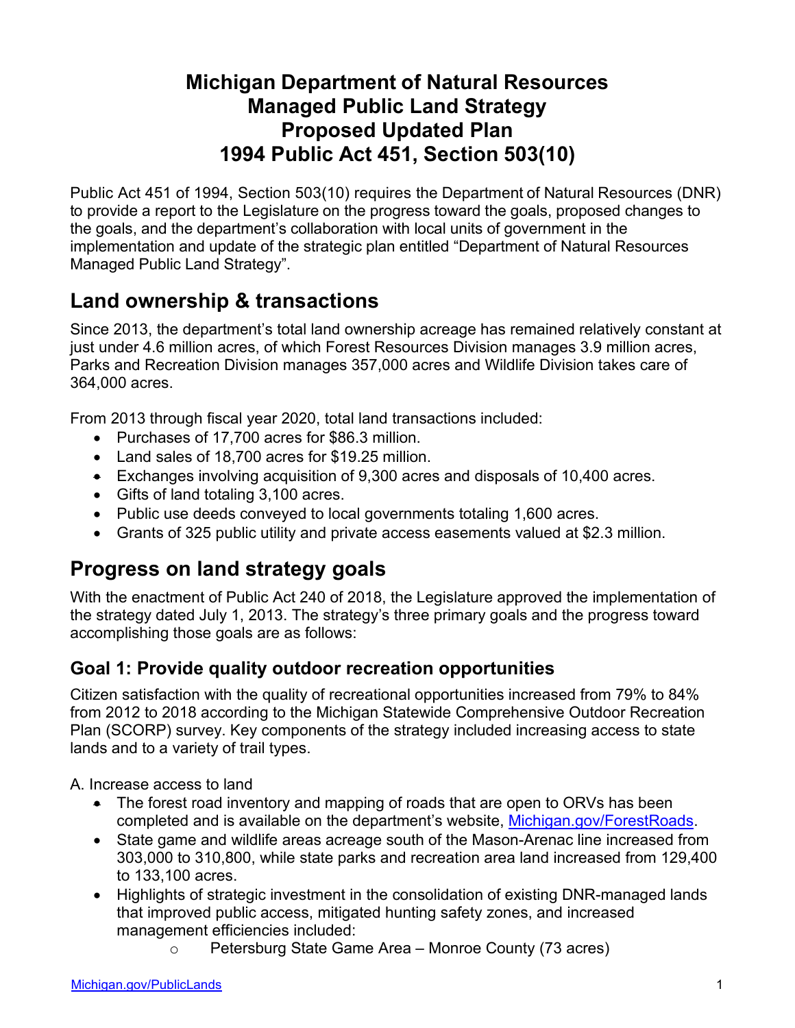# Michigan Department of Natural Resources Managed Public Land Strategy Proposed Updated Plan 1994 Public Act 451, Section 503(10)

Public Act 451 of 1994, Section 503(10) requires the Department of Natural Resources (DNR) to provide a report to the Legislature on the progress toward the goals, proposed changes to the goals, and the department's collaboration with local units of government in the implementation and update of the strategic plan entitled "Department of Natural Resources Managed Public Land Strategy".

## Land ownership & transactions

Since 2013, the department's total land ownership acreage has remained relatively constant at just under 4.6 million acres, of which Forest Resources Division manages 3.9 million acres, Parks and Recreation Division manages 357,000 acres and Wildlife Division takes care of 364,000 acres.

From 2013 through fiscal year 2020, total land transactions included:

- Purchases of 17,700 acres for $86.3 million.
- Land sales of 18,700 acres for $19.25 million.
- Exchanges involving acquisition of 9,300 acres and disposals of 10,400 acres.
- Gifts of land totaling 3,100 acres.
- Public use deeds conveyed to local governments totaling 1,600 acres.
- Grants of 325 public utility and private access easements valued at $2.3 million.

## Progress on land strategy goals

With the enactment of Public Act 240 of 2018, the Legislature approved the implementation of the strategy dated July 1, 2013. The strategy's three primary goals and the progress toward accomplishing those goals are as follows:

### Goal 1: Provide quality outdoor recreation opportunities

Citizen satisfaction with the quality of recreational opportunities increased from 79% to 84% from 2012 to 2018 according to the Michigan Statewide Comprehensive Outdoor Recreation Plan (SCORP) survey. Key components of the strategy included increasing access to state lands and to a variety of trail types.

A. Increase access to land

- The forest road inventory and mapping of roads that are open to ORVs has been completed and is available on the department's website, [Michigan.gov/ForestRoads](Michigan.gov/ForestRoads).
- State game and wildlife areas acreage south of the Mason-Arenac line increased from 303,000 to 310,800, while state parks and recreation area land increased from 129,400 to 133,100 acres.
- Highlights of strategic investment in the consolidation of existing DNR-managed lands that improved public access, mitigated hunting safety zones, and increased management efficiencies included:
  - Petersburg State Game Area – Monroe County (73 acres)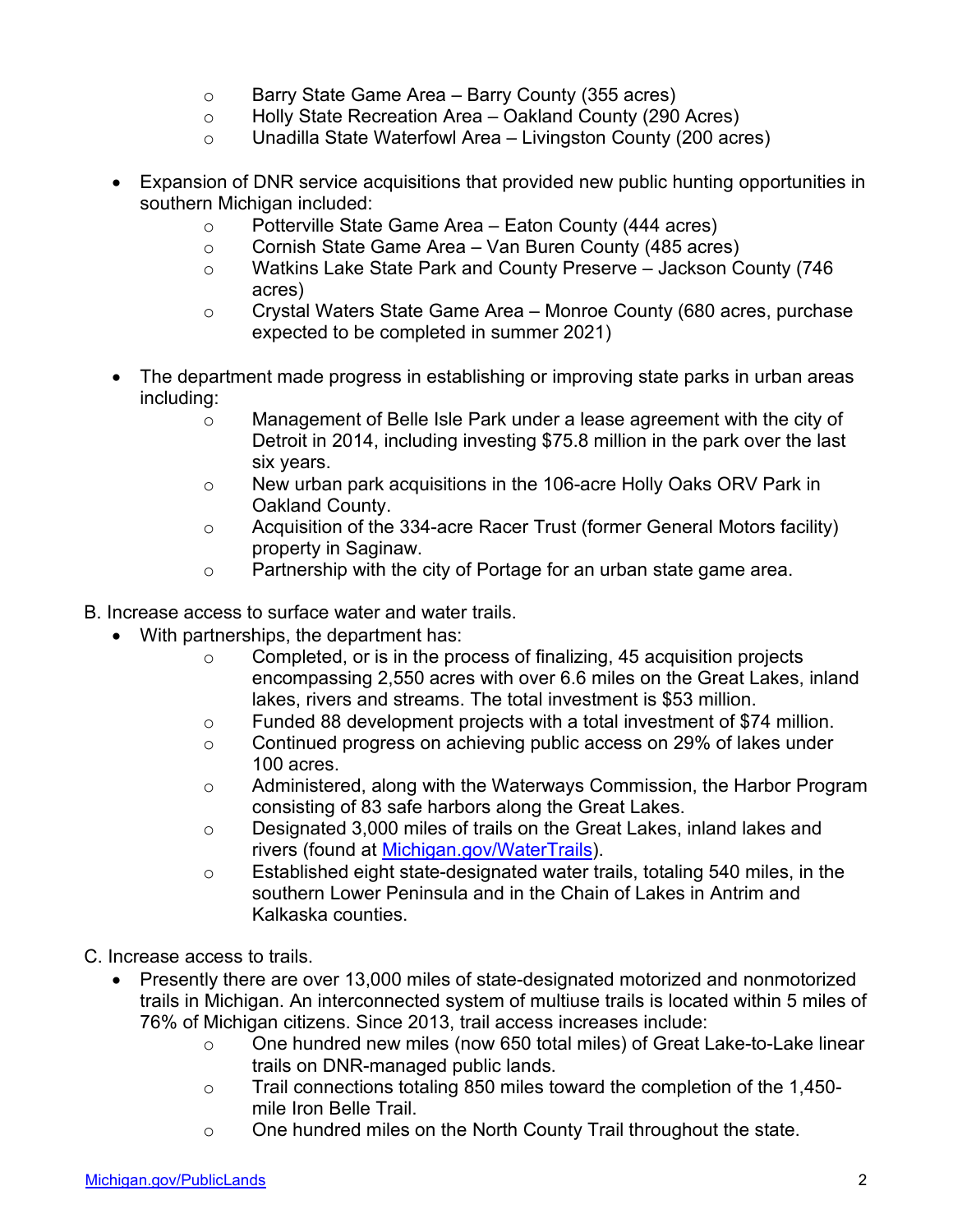- Barry State Game Area – Barry County (355 acres)
  - Holly State Recreation Area – Oakland County (290 Acres)
  - Unadilla State Waterfowl Area – Livingston County (200 acres)

- Expansion of DNR service acquisitions that provided new public hunting opportunities in southern Michigan included:
  - Potterville State Game Area – Eaton County (444 acres)
  - Cornish State Game Area – Van Buren County (485 acres)
  - Watkins Lake State Park and County Preserve – Jackson County (746 acres)
  - Crystal Waters State Game Area – Monroe County (680 acres, purchase expected to be completed in summer 2021)

- The department made progress in establishing or improving state parks in urban areas including:
  - Management of Belle Isle Park under a lease agreement with the city of Detroit in 2014, including investing $75.8 million in the park over the last six years.
  - New urban park acquisitions in the 106-acre Holly Oaks ORV Park in Oakland County.
  - Acquisition of the 334-acre Racer Trust (former General Motors facility) property in Saginaw.
  - Partnership with the city of Portage for an urban state game area.

B. Increase access to surface water and water trails.

- With partnerships, the department has:
  - Completed, or is in the process of finalizing, 45 acquisition projects encompassing 2,550 acres with over 6.6 miles on the Great Lakes, inland lakes, rivers and streams. The total investment is $53 million.
  - Funded 88 development projects with a total investment of $74 million.
  - Continued progress on achieving public access on 29% of lakes under 100 acres.
  - Administered, along with the Waterways Commission, the Harbor Program consisting of 83 safe harbors along the Great Lakes.
  - Designated 3,000 miles of trails on the Great Lakes, inland lakes and rivers (found at [Michigan.gov/WaterTrails](Michigan.gov/WaterTrails)).
  - Established eight state-designated water trails, totaling 540 miles, in the southern Lower Peninsula and in the Chain of Lakes in Antrim and Kalkaska counties.

C. Increase access to trails.

- Presently there are over 13,000 miles of state-designated motorized and nonmotorized trails in Michigan. An interconnected system of multiuse trails is located within 5 miles of 76% of Michigan citizens. Since 2013, trail access increases include:
  - One hundred new miles (now 650 total miles) of Great Lake-to-Lake linear trails on DNR-managed public lands.
  - Trail connections totaling 850 miles toward the completion of the 1,450-mile Iron Belle Trail.
  - One hundred miles on the North County Trail throughout the state.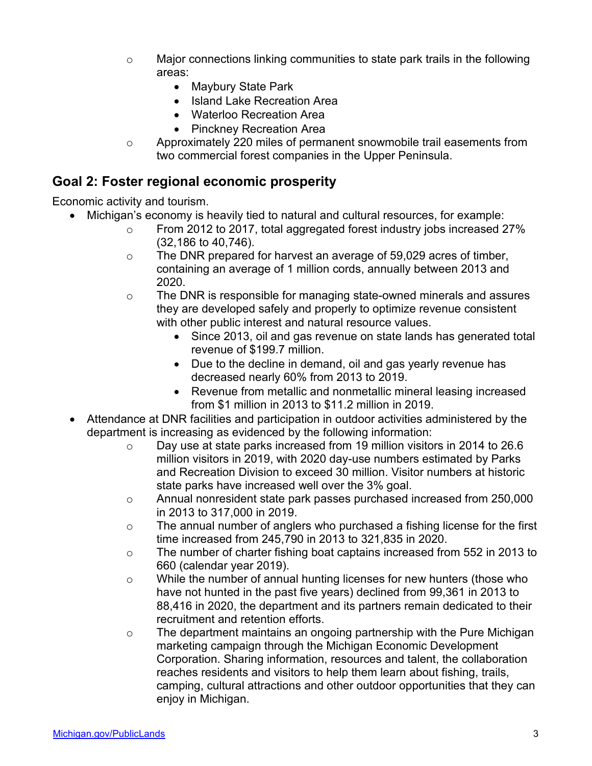- Major connections linking communities to state park trails in the following areas:
    - Maybury State Park
    - Island Lake Recreation Area
    - Waterloo Recreation Area
    - Pinckney Recreation Area
- Approximately 220 miles of permanent snowmobile trail easements from two commercial forest companies in the Upper Peninsula.

## Goal 2: Foster regional economic prosperity

Economic activity and tourism.

- Michigan's economy is heavily tied to natural and cultural resources, for example:
    - From 2012 to 2017, total aggregated forest industry jobs increased 27% (32,186 to 40,746).
    - The DNR prepared for harvest an average of 59,029 acres of timber, containing an average of 1 million cords, annually between 2013 and 2020.
    - The DNR is responsible for managing state-owned minerals and assures they are developed safely and properly to optimize revenue consistent with other public interest and natural resource values.
        - Since 2013, oil and gas revenue on state lands has generated total revenue of $199.7 million.
        - Due to the decline in demand, oil and gas yearly revenue has decreased nearly 60% from 2013 to 2019.
        - Revenue from metallic and nonmetallic mineral leasing increased from $1 million in 2013 to $11.2 million in 2019.
- Attendance at DNR facilities and participation in outdoor activities administered by the department is increasing as evidenced by the following information:
    - Day use at state parks increased from 19 million visitors in 2014 to 26.6 million visitors in 2019, with 2020 day-use numbers estimated by Parks and Recreation Division to exceed 30 million. Visitor numbers at historic state parks have increased well over the 3% goal.
    - Annual nonresident state park passes purchased increased from 250,000 in 2013 to 317,000 in 2019.
    - The annual number of anglers who purchased a fishing license for the first time increased from 245,790 in 2013 to 321,835 in 2020.
    - The number of charter fishing boat captains increased from 552 in 2013 to 660 (calendar year 2019).
    - While the number of annual hunting licenses for new hunters (those who have not hunted in the past five years) declined from 99,361 in 2013 to 88,416 in 2020, the department and its partners remain dedicated to their recruitment and retention efforts.
    - The department maintains an ongoing partnership with the Pure Michigan marketing campaign through the Michigan Economic Development Corporation. Sharing information, resources and talent, the collaboration reaches residents and visitors to help them learn about fishing, trails, camping, cultural attractions and other outdoor opportunities that they can enjoy in Michigan.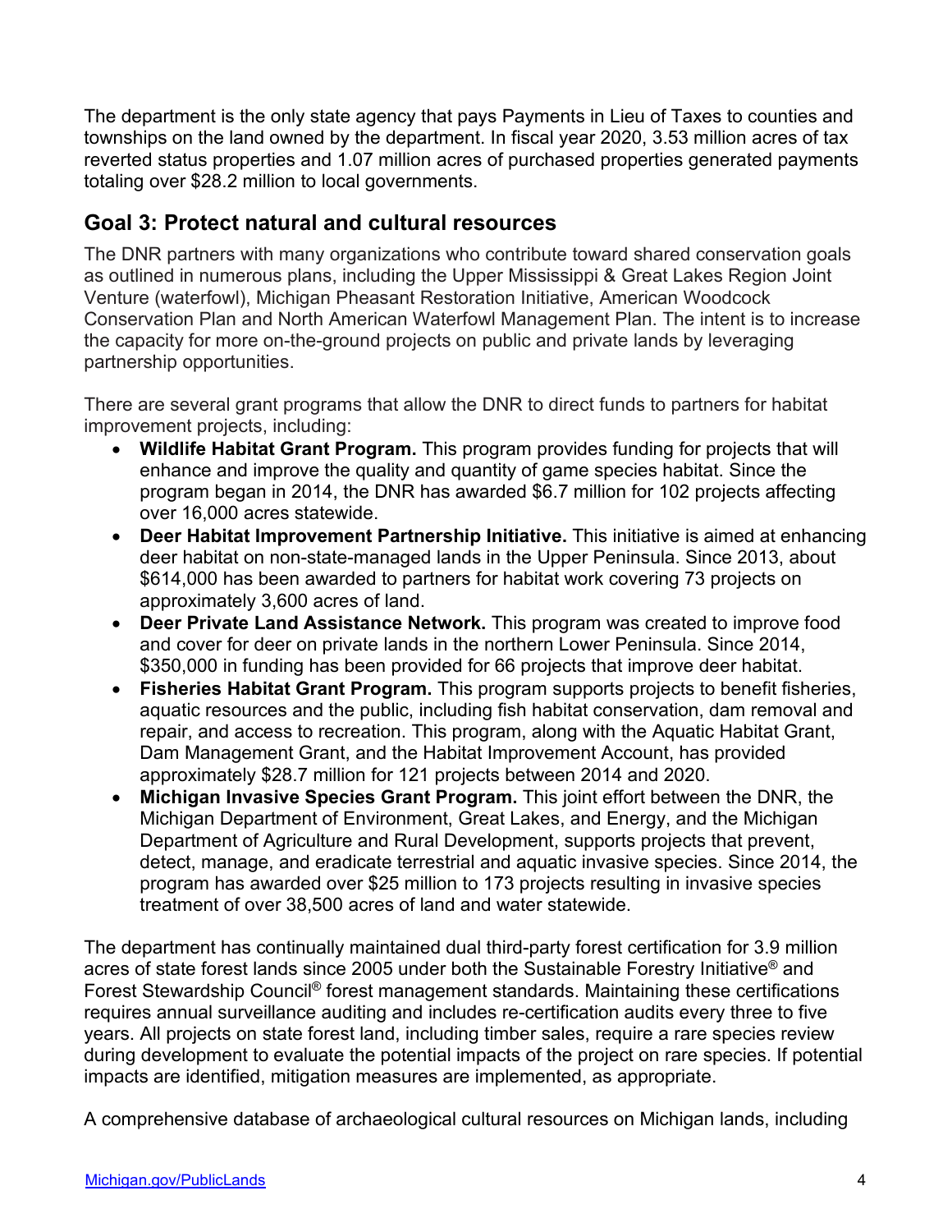The department is the only state agency that pays Payments in Lieu of Taxes to counties and townships on the land owned by the department. In fiscal year 2020, 3.53 million acres of tax reverted status properties and 1.07 million acres of purchased properties generated payments totaling over $28.2 million to local governments.

## Goal 3: Protect natural and cultural resources

The DNR partners with many organizations who contribute toward shared conservation goals as outlined in numerous plans, including the Upper Mississippi & Great Lakes Region Joint Venture (waterfowl), Michigan Pheasant Restoration Initiative, American Woodcock Conservation Plan and North American Waterfowl Management Plan. The intent is to increase the capacity for more on-the-ground projects on public and private lands by leveraging partnership opportunities.

There are several grant programs that allow the DNR to direct funds to partners for habitat improvement projects, including:

- **Wildlife Habitat Grant Program.** This program provides funding for projects that will enhance and improve the quality and quantity of game species habitat. Since the program began in 2014, the DNR has awarded $6.7 million for 102 projects affecting over 16,000 acres statewide.
- **Deer Habitat Improvement Partnership Initiative.** This initiative is aimed at enhancing deer habitat on non-state-managed lands in the Upper Peninsula. Since 2013, about $614,000 has been awarded to partners for habitat work covering 73 projects on approximately 3,600 acres of land.
- **Deer Private Land Assistance Network.** This program was created to improve food and cover for deer on private lands in the northern Lower Peninsula. Since 2014, $350,000 in funding has been provided for 66 projects that improve deer habitat.
- **Fisheries Habitat Grant Program.** This program supports projects to benefit fisheries, aquatic resources and the public, including fish habitat conservation, dam removal and repair, and access to recreation. This program, along with the Aquatic Habitat Grant, Dam Management Grant, and the Habitat Improvement Account, has provided approximately $28.7 million for 121 projects between 2014 and 2020.
- **Michigan Invasive Species Grant Program.** This joint effort between the DNR, the Michigan Department of Environment, Great Lakes, and Energy, and the Michigan Department of Agriculture and Rural Development, supports projects that prevent, detect, manage, and eradicate terrestrial and aquatic invasive species. Since 2014, the program has awarded over $25 million to 173 projects resulting in invasive species treatment of over 38,500 acres of land and water statewide.

The department has continually maintained dual third-party forest certification for 3.9 million acres of state forest lands since 2005 under both the Sustainable Forestry Initiative® and Forest Stewardship Council® forest management standards. Maintaining these certifications requires annual surveillance auditing and includes re-certification audits every three to five years. All projects on state forest land, including timber sales, require a rare species review during development to evaluate the potential impacts of the project on rare species. If potential impacts are identified, mitigation measures are implemented, as appropriate.

A comprehensive database of archaeological cultural resources on Michigan lands, including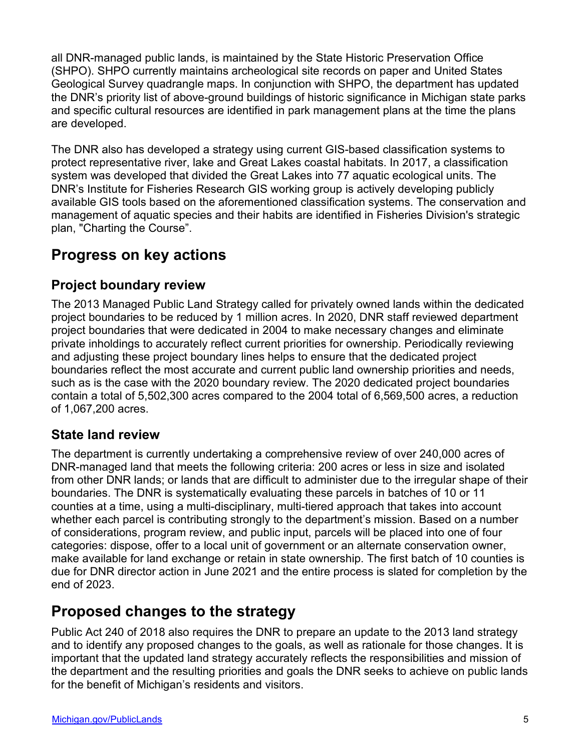all DNR-managed public lands, is maintained by the State Historic Preservation Office (SHPO). SHPO currently maintains archeological site records on paper and United States Geological Survey quadrangle maps. In conjunction with SHPO, the department has updated the DNR's priority list of above-ground buildings of historic significance in Michigan state parks and specific cultural resources are identified in park management plans at the time the plans are developed.

The DNR also has developed a strategy using current GIS-based classification systems to protect representative river, lake and Great Lakes coastal habitats. In 2017, a classification system was developed that divided the Great Lakes into 77 aquatic ecological units. The DNR's Institute for Fisheries Research GIS working group is actively developing publicly available GIS tools based on the aforementioned classification systems. The conservation and management of aquatic species and their habits are identified in Fisheries Division's strategic plan, "Charting the Course".

## Progress on key actions

### Project boundary review

The 2013 Managed Public Land Strategy called for privately owned lands within the dedicated project boundaries to be reduced by 1 million acres. In 2020, DNR staff reviewed department project boundaries that were dedicated in 2004 to make necessary changes and eliminate private inholdings to accurately reflect current priorities for ownership. Periodically reviewing and adjusting these project boundary lines helps to ensure that the dedicated project boundaries reflect the most accurate and current public land ownership priorities and needs, such as is the case with the 2020 boundary review. The 2020 dedicated project boundaries contain a total of 5,502,300 acres compared to the 2004 total of 6,569,500 acres, a reduction of 1,067,200 acres.

### State land review

The department is currently undertaking a comprehensive review of over 240,000 acres of DNR-managed land that meets the following criteria: 200 acres or less in size and isolated from other DNR lands; or lands that are difficult to administer due to the irregular shape of their boundaries. The DNR is systematically evaluating these parcels in batches of 10 or 11 counties at a time, using a multi-disciplinary, multi-tiered approach that takes into account whether each parcel is contributing strongly to the department's mission. Based on a number of considerations, program review, and public input, parcels will be placed into one of four categories: dispose, offer to a local unit of government or an alternate conservation owner, make available for land exchange or retain in state ownership. The first batch of 10 counties is due for DNR director action in June 2021 and the entire process is slated for completion by the end of 2023.

## Proposed changes to the strategy

Public Act 240 of 2018 also requires the DNR to prepare an update to the 2013 land strategy and to identify any proposed changes to the goals, as well as rationale for those changes. It is important that the updated land strategy accurately reflects the responsibilities and mission of the department and the resulting priorities and goals the DNR seeks to achieve on public lands for the benefit of Michigan's residents and visitors.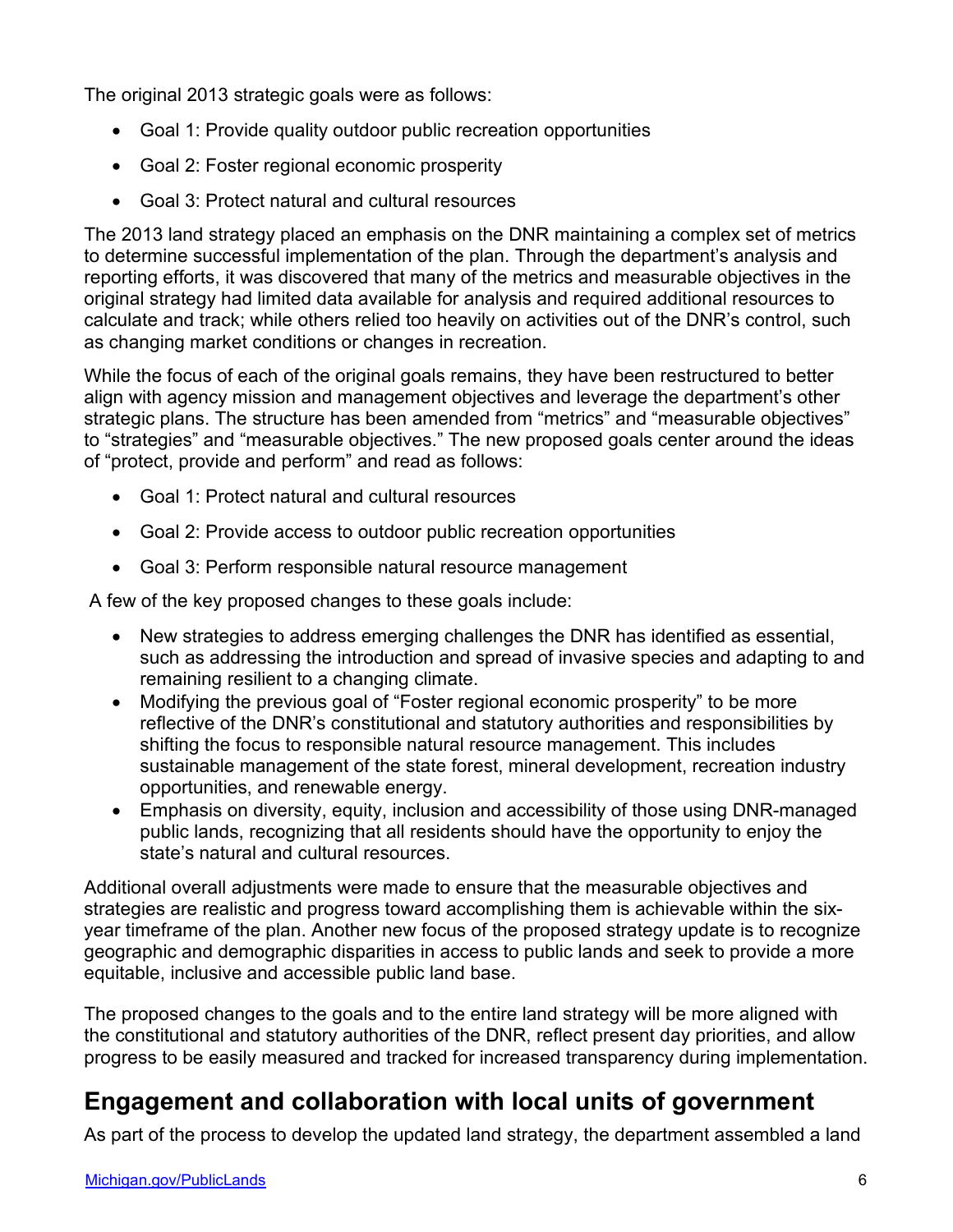The original 2013 strategic goals were as follows:

- Goal 1: Provide quality outdoor public recreation opportunities
- Goal 2: Foster regional economic prosperity
- Goal 3: Protect natural and cultural resources

The 2013 land strategy placed an emphasis on the DNR maintaining a complex set of metrics to determine successful implementation of the plan. Through the department's analysis and reporting efforts, it was discovered that many of the metrics and measurable objectives in the original strategy had limited data available for analysis and required additional resources to calculate and track; while others relied too heavily on activities out of the DNR's control, such as changing market conditions or changes in recreation.

While the focus of each of the original goals remains, they have been restructured to better align with agency mission and management objectives and leverage the department's other strategic plans. The structure has been amended from "metrics" and "measurable objectives" to "strategies" and "measurable objectives." The new proposed goals center around the ideas of "protect, provide and perform" and read as follows:

- Goal 1: Protect natural and cultural resources
- Goal 2: Provide access to outdoor public recreation opportunities
- Goal 3: Perform responsible natural resource management

A few of the key proposed changes to these goals include:

- New strategies to address emerging challenges the DNR has identified as essential, such as addressing the introduction and spread of invasive species and adapting to and remaining resilient to a changing climate.
- Modifying the previous goal of "Foster regional economic prosperity" to be more reflective of the DNR's constitutional and statutory authorities and responsibilities by shifting the focus to responsible natural resource management. This includes sustainable management of the state forest, mineral development, recreation industry opportunities, and renewable energy.
- Emphasis on diversity, equity, inclusion and accessibility of those using DNR-managed public lands, recognizing that all residents should have the opportunity to enjoy the state's natural and cultural resources.

Additional overall adjustments were made to ensure that the measurable objectives and strategies are realistic and progress toward accomplishing them is achievable within the six-year timeframe of the plan. Another new focus of the proposed strategy update is to recognize geographic and demographic disparities in access to public lands and seek to provide a more equitable, inclusive and accessible public land base.

The proposed changes to the goals and to the entire land strategy will be more aligned with the constitutional and statutory authorities of the DNR, reflect present day priorities, and allow progress to be easily measured and tracked for increased transparency during implementation.

## Engagement and collaboration with local units of government

As part of the process to develop the updated land strategy, the department assembled a land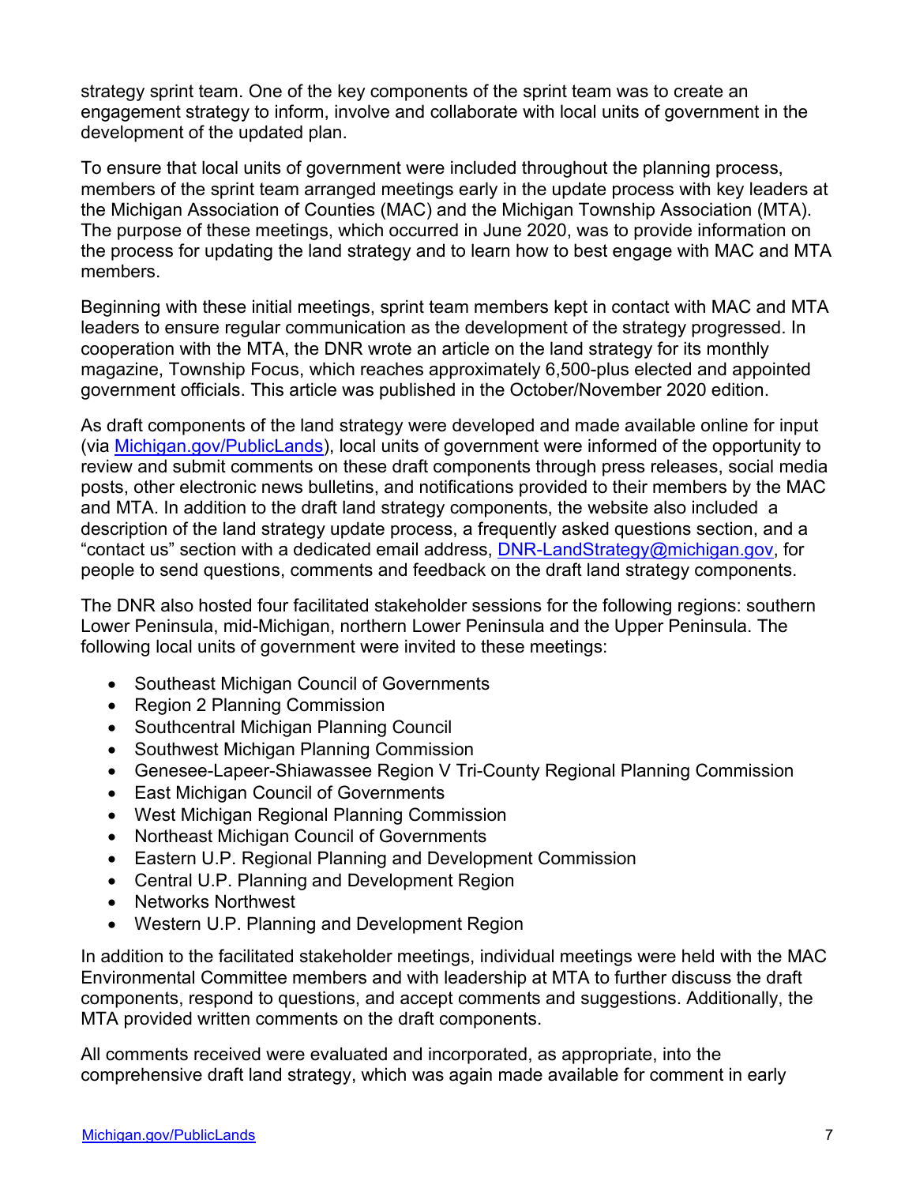strategy sprint team. One of the key components of the sprint team was to create an engagement strategy to inform, involve and collaborate with local units of government in the development of the updated plan.

To ensure that local units of government were included throughout the planning process, members of the sprint team arranged meetings early in the update process with key leaders at the Michigan Association of Counties (MAC) and the Michigan Township Association (MTA). The purpose of these meetings, which occurred in June 2020, was to provide information on the process for updating the land strategy and to learn how to best engage with MAC and MTA members.

Beginning with these initial meetings, sprint team members kept in contact with MAC and MTA leaders to ensure regular communication as the development of the strategy progressed. In cooperation with the MTA, the DNR wrote an article on the land strategy for its monthly magazine, Township Focus, which reaches approximately 6,500-plus elected and appointed government officials. This article was published in the October/November 2020 edition.

As draft components of the land strategy were developed and made available online for input (via [Michigan.gov/PublicLands](Michigan.gov/PublicLands)), local units of government were informed of the opportunity to review and submit comments on these draft components through press releases, social media posts, other electronic news bulletins, and notifications provided to their members by the MAC and MTA. In addition to the draft land strategy components, the website also included a description of the land strategy update process, a frequently asked questions section, and a "contact us" section with a dedicated email address, [DNR-LandStrategy@michigan.gov](mailto:DNR-LandStrategy@michigan.gov), for people to send questions, comments and feedback on the draft land strategy components.

The DNR also hosted four facilitated stakeholder sessions for the following regions: southern Lower Peninsula, mid-Michigan, northern Lower Peninsula and the Upper Peninsula. The following local units of government were invited to these meetings:

- Southeast Michigan Council of Governments
- Region 2 Planning Commission
- Southcentral Michigan Planning Council
- Southwest Michigan Planning Commission
- Genesee-Lapeer-Shiawassee Region V Tri-County Regional Planning Commission
- East Michigan Council of Governments
- West Michigan Regional Planning Commission
- Northeast Michigan Council of Governments
- Eastern U.P. Regional Planning and Development Commission
- Central U.P. Planning and Development Region
- Networks Northwest
- Western U.P. Planning and Development Region

In addition to the facilitated stakeholder meetings, individual meetings were held with the MAC Environmental Committee members and with leadership at MTA to further discuss the draft components, respond to questions, and accept comments and suggestions. Additionally, the MTA provided written comments on the draft components.

All comments received were evaluated and incorporated, as appropriate, into the comprehensive draft land strategy, which was again made available for comment in early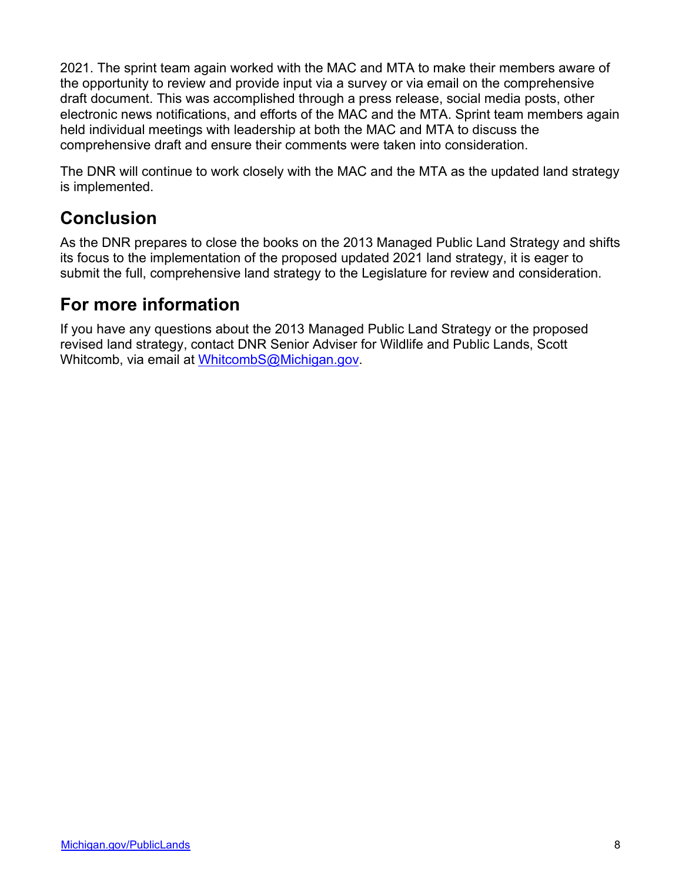2021. The sprint team again worked with the MAC and MTA to make their members aware of the opportunity to review and provide input via a survey or via email on the comprehensive draft document. This was accomplished through a press release, social media posts, other electronic news notifications, and efforts of the MAC and the MTA. Sprint team members again held individual meetings with leadership at both the MAC and MTA to discuss the comprehensive draft and ensure their comments were taken into consideration.

The DNR will continue to work closely with the MAC and the MTA as the updated land strategy is implemented.

## Conclusion

As the DNR prepares to close the books on the 2013 Managed Public Land Strategy and shifts its focus to the implementation of the proposed updated 2021 land strategy, it is eager to submit the full, comprehensive land strategy to the Legislature for review and consideration.

## For more information

If you have any questions about the 2013 Managed Public Land Strategy or the proposed revised land strategy, contact DNR Senior Adviser for Wildlife and Public Lands, Scott Whitcomb, via email at WhitcombS@Michigan.gov.